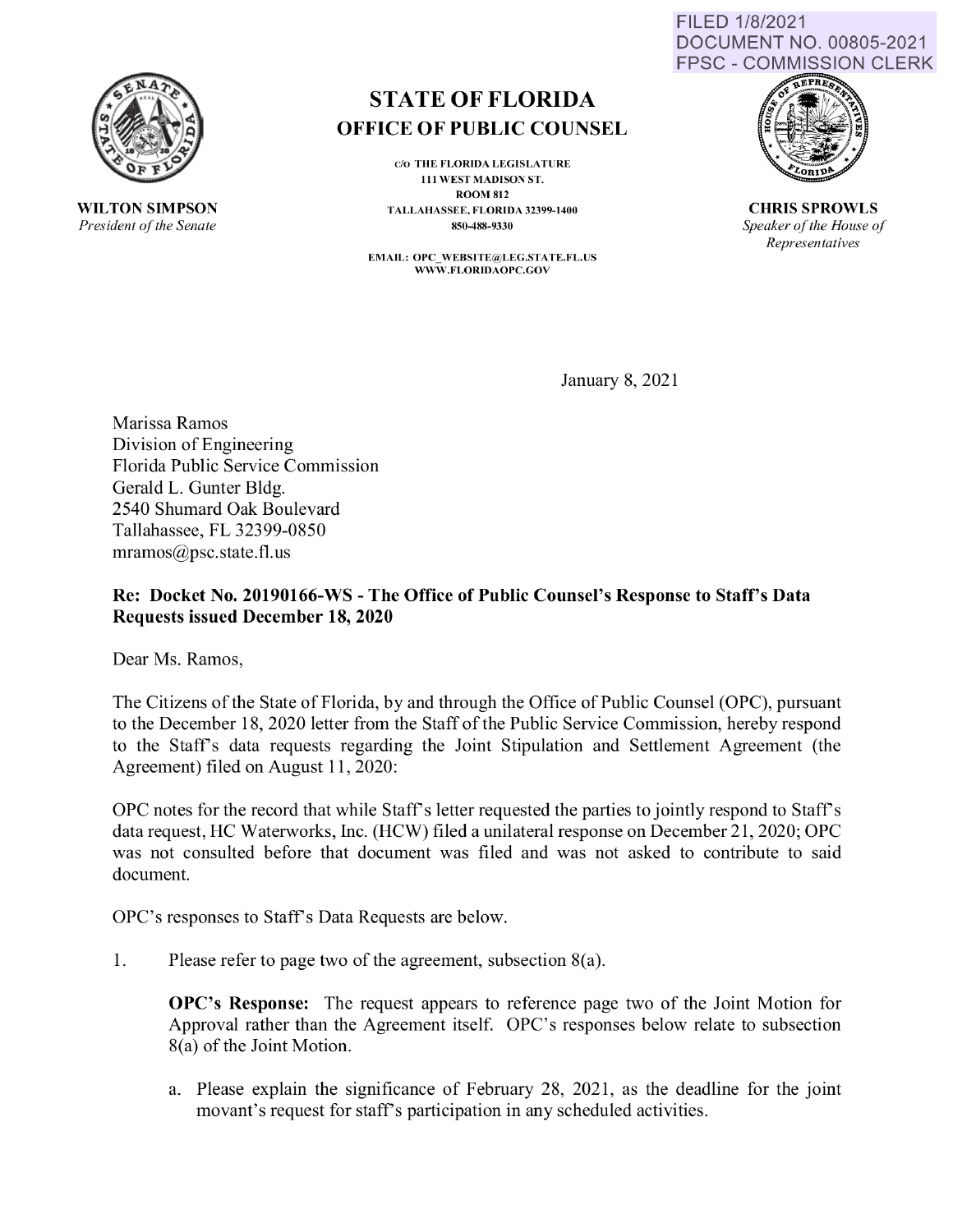FILED 1/8/2021
DOCUMENT NO. 00805-2021
FPSC - COMMISSION CLERK

**WILTON SIMPSON**
*President of the Senate*

# STATE OF FLORIDA
## OFFICE OF PUBLIC COUNSEL

C/O THE FLORIDA LEGISLATURE
111 WEST MADISON ST.
ROOM 812
TALLAHASSEE, FLORIDA 32399-1400
850-488-9330

EMAIL: OPC_WEBSITE@LEG.STATE.FL.US
WWW.FLORIDAOPC.GOV

**CHRIS SPROWLS**
*Speaker of the House of Representatives*

January 8, 2021

Marissa Ramos
Division of Engineering
Florida Public Service Commission
Gerald L. Gunter Bldg.
2540 Shumard Oak Boulevard
Tallahassee, FL 32399-0850
mramos@psc.state.fl.us

**Re: Docket No. 20190166-WS - The Office of Public Counsel's Response to Staff's Data Requests issued December 18, 2020**

Dear Ms. Ramos,

The Citizens of the State of Florida, by and through the Office of Public Counsel (OPC), pursuant to the December 18, 2020 letter from the Staff of the Public Service Commission, hereby respond to the Staff's data requests regarding the Joint Stipulation and Settlement Agreement (the Agreement) filed on August 11, 2020:

OPC notes for the record that while Staff's letter requested the parties to jointly respond to Staff's data request, HC Waterworks, Inc. (HCW) filed a unilateral response on December 21, 2020; OPC was not consulted before that document was filed and was not asked to contribute to said document.

OPC's responses to Staff's Data Requests are below.

1. Please refer to page two of the agreement, subsection 8(a).

   **OPC's Response:** The request appears to reference page two of the Joint Motion for Approval rather than the Agreement itself. OPC's responses below relate to subsection 8(a) of the Joint Motion.

   a. Please explain the significance of February 28, 2021, as the deadline for the joint movant's request for staff's participation in any scheduled activities.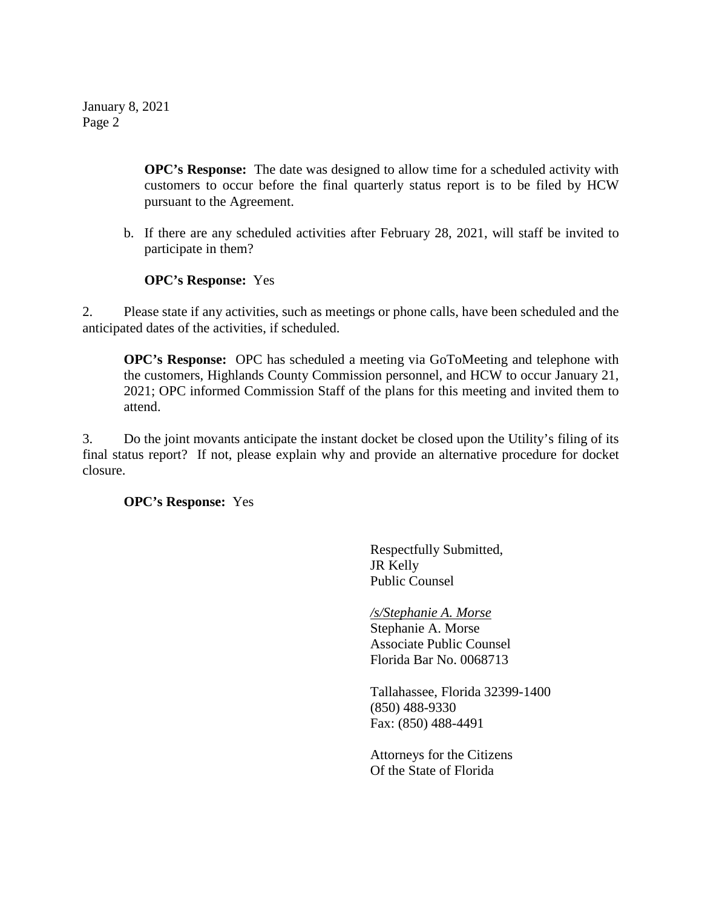**OPC's Response:** The date was designed to allow time for a scheduled activity with customers to occur before the final quarterly status report is to be filed by HCW pursuant to the Agreement.

b. If there are any scheduled activities after February 28, 2021, will staff be invited to participate in them?

**OPC's Response:** Yes

2. Please state if any activities, such as meetings or phone calls, have been scheduled and the anticipated dates of the activities, if scheduled.

**OPC's Response:** OPC has scheduled a meeting via GoToMeeting and telephone with the customers, Highlands County Commission personnel, and HCW to occur January 21, 2021; OPC informed Commission Staff of the plans for this meeting and invited them to attend.

3. Do the joint movants anticipate the instant docket be closed upon the Utility's filing of its final status report? If not, please explain why and provide an alternative procedure for docket closure.

**OPC's Response:** Yes

Respectfully Submitted,
JR Kelly
Public Counsel

*/s/Stephanie A. Morse*
Stephanie A. Morse
Associate Public Counsel
Florida Bar No. 0068713

Tallahassee, Florida 32399-1400
(850) 488-9330
Fax: (850) 488-4491

Attorneys for the Citizens
Of the State of Florida